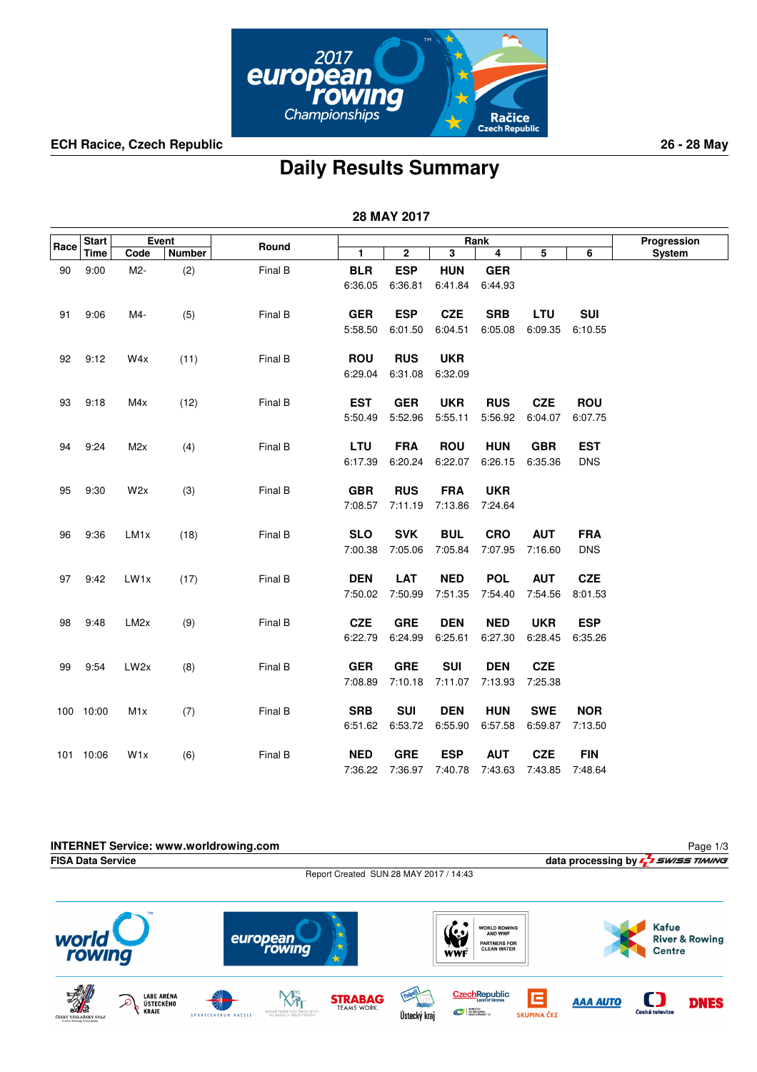ECH Racice, Czech Republic

26 - 28 May

# Daily Results Summary

## 28 MAY 2017

| Race | Start Time | Event Code | Event Number | Round | Rank 1 | Rank 2 | Rank 3 | Rank 4 | Rank 5 | Rank 6 | Progression System |
|---|---|---|---|---|---|---|---|---|---|---|---|
| 90 | 9:00 | M2- | (2) | Final B | **BLR** 6:36.05 | **ESP** 6:36.81 | **HUN** 6:41.84 | **GER** 6:44.93 | | | |
| 91 | 9:06 | M4- | (5) | Final B | **GER** 5:58.50 | **ESP** 6:01.50 | **CZE** 6:04.51 | **SRB** 6:05.08 | **LTU** 6:09.35 | **SUI** 6:10.55 | |
| 92 | 9:12 | W4x | (11) | Final B | **ROU** 6:29.04 | **RUS** 6:31.08 | **UKR** 6:32.09 | | | | |
| 93 | 9:18 | M4x | (12) | Final B | **EST** 5:50.49 | **GER** 5:52.96 | **UKR** 5:55.11 | **RUS** 5:56.92 | **CZE** 6:04.07 | **ROU** 6:07.75 | |
| 94 | 9:24 | M2x | (4) | Final B | **LTU** 6:17.39 | **FRA** 6:20.24 | **ROU** 6:22.07 | **HUN** 6:26.15 | **GBR** 6:35.36 | **EST** DNS | |
| 95 | 9:30 | W2x | (3) | Final B | **GBR** 7:08.57 | **RUS** 7:11.19 | **FRA** 7:13.86 | **UKR** 7:24.64 | | | |
| 96 | 9:36 | LM1x | (18) | Final B | **SLO** 7:00.38 | **SVK** 7:05.06 | **BUL** 7:05.84 | **CRO** 7:07.95 | **AUT** 7:16.60 | **FRA** DNS | |
| 97 | 9:42 | LW1x | (17) | Final B | **DEN** 7:50.02 | **LAT** 7:50.99 | **NED** 7:51.35 | **POL** 7:54.40 | **AUT** 7:54.56 | **CZE** 8:01.53 | |
| 98 | 9:48 | LM2x | (9) | Final B | **CZE** 6:22.79 | **GRE** 6:24.99 | **DEN** 6:25.61 | **NED** 6:27.30 | **UKR** 6:28.45 | **ESP** 6:35.26 | |
| 99 | 9:54 | LW2x | (8) | Final B | **GER** 7:08.89 | **GRE** 7:10.18 | **SUI** 7:11.07 | **DEN** 7:13.93 | **CZE** 7:25.38 | | |
| 100 | 10:00 | M1x | (7) | Final B | **SRB** 6:51.62 | **SUI** 6:53.72 | **DEN** 6:55.90 | **HUN** 6:57.58 | **SWE** 6:59.87 | **NOR** 7:13.50 | |
| 101 | 10:06 | W1x | (6) | Final B | **NED** 7:36.22 | **GRE** 7:36.97 | **ESP** 7:40.78 | **AUT** 7:43.63 | **CZE** 7:43.85 | **FIN** 7:48.64 | |

**INTERNET Service: www.worldrowing.com**

**FISA Data Service**

**data processing by SWISS TIMING**

Report Created SUN 28 MAY 2017 / 14:43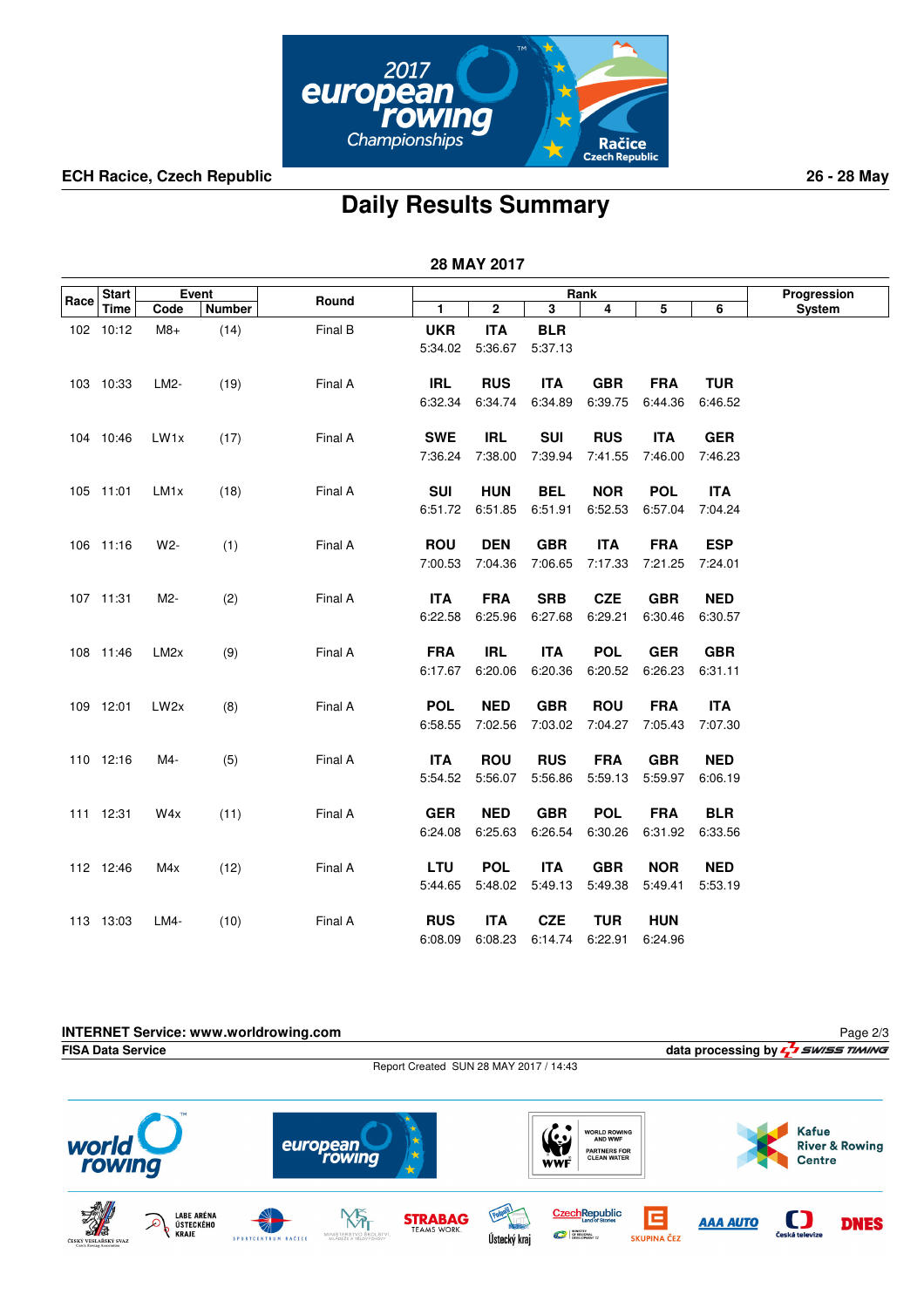ECH Racice, Czech Republic

26 - 28 May

# Daily Results Summary

**28 MAY 2017**

| Race | Start Time | Event Code | Event Number | Round | Rank 1 | Rank 2 | Rank 3 | Rank 4 | Rank 5 | Rank 6 | Progression System |
|---|---|---|---|---|---|---|---|---|---|---|---|
| 102 | 10:12 | M8+ | (14) | Final B | **UKR** 5:34.02 | **ITA** 5:36.67 | **BLR** 5:37.13 | | | | |
| 103 | 10:33 | LM2- | (19) | Final A | **IRL** 6:32.34 | **RUS** 6:34.74 | **ITA** 6:34.89 | **GBR** 6:39.75 | **FRA** 6:44.36 | **TUR** 6:46.52 | |
| 104 | 10:46 | LW1x | (17) | Final A | **SWE** 7:36.24 | **IRL** 7:38.00 | **SUI** 7:39.94 | **RUS** 7:41.55 | **ITA** 7:46.00 | **GER** 7:46.23 | |
| 105 | 11:01 | LM1x | (18) | Final A | **SUI** 6:51.72 | **HUN** 6:51.85 | **BEL** 6:51.91 | **NOR** 6:52.53 | **POL** 6:57.04 | **ITA** 7:04.24 | |
| 106 | 11:16 | W2- | (1) | Final A | **ROU** 7:00.53 | **DEN** 7:04.36 | **GBR** 7:06.65 | **ITA** 7:17.33 | **FRA** 7:21.25 | **ESP** 7:24.01 | |
| 107 | 11:31 | M2- | (2) | Final A | **ITA** 6:22.58 | **FRA** 6:25.96 | **SRB** 6:27.68 | **CZE** 6:29.21 | **GBR** 6:30.46 | **NED** 6:30.57 | |
| 108 | 11:46 | LM2x | (9) | Final A | **FRA** 6:17.67 | **IRL** 6:20.06 | **ITA** 6:20.36 | **POL** 6:20.52 | **GER** 6:26.23 | **GBR** 6:31.11 | |
| 109 | 12:01 | LW2x | (8) | Final A | **POL** 6:58.55 | **NED** 7:02.56 | **GBR** 7:03.02 | **ROU** 7:04.27 | **FRA** 7:05.43 | **ITA** 7:07.30 | |
| 110 | 12:16 | M4- | (5) | Final A | **ITA** 5:54.52 | **ROU** 5:56.07 | **RUS** 5:56.86 | **FRA** 5:59.13 | **GBR** 5:59.97 | **NED** 6:06.19 | |
| 111 | 12:31 | W4x | (11) | Final A | **GER** 6:24.08 | **NED** 6:25.63 | **GBR** 6:26.54 | **POL** 6:30.26 | **FRA** 6:31.92 | **BLR** 6:33.56 | |
| 112 | 12:46 | M4x | (12) | Final A | **LTU** 5:44.65 | **POL** 5:48.02 | **ITA** 5:49.13 | **GBR** 5:49.38 | **NOR** 5:49.41 | **NED** 5:53.19 | |
| 113 | 13:03 | LM4- | (10) | Final A | **RUS** 6:08.09 | **ITA** 6:08.23 | **CZE** 6:14.74 | **TUR** 6:22.91 | **HUN** 6:24.96 | | |

**INTERNET Service: www.worldrowing.com**

**FISA Data Service**

data processing by SWISS TIMING

Report Created SUN 28 MAY 2017 / 14:43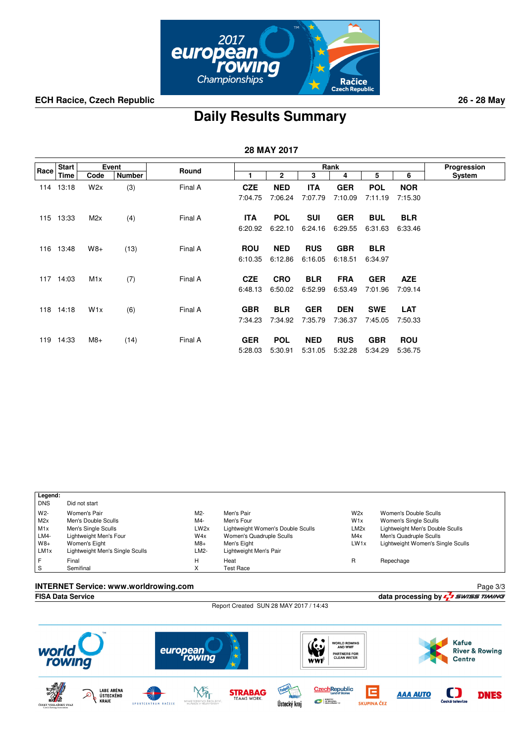ECH Racice, Czech Republic

26 - 28 May

# Daily Results Summary

## 28 MAY 2017

| Race | Start Time | Event Code | Event Number | Round | Rank 1 | Rank 2 | Rank 3 | Rank 4 | Rank 5 | Rank 6 | Progression System |
|---|---|---|---|---|---|---|---|---|---|---|---|
| 114 | 13:18 | W2x | (3) | Final A | **CZE** 7:04.75 | **NED** 7:06.24 | **ITA** 7:07.79 | **GER** 7:10.09 | **POL** 7:11.19 | **NOR** 7:15.30 | |
| 115 | 13:33 | M2x | (4) | Final A | **ITA** 6:20.92 | **POL** 6:22.10 | **SUI** 6:24.16 | **GER** 6:29.55 | **BUL** 6:31.63 | **BLR** 6:33.46 | |
| 116 | 13:48 | W8+ | (13) | Final A | **ROU** 6:10.35 | **NED** 6:12.86 | **RUS** 6:16.05 | **GBR** 6:18.51 | **BLR** 6:34.97 | | |
| 117 | 14:03 | M1x | (7) | Final A | **CZE** 6:48.13 | **CRO** 6:50.02 | **BLR** 6:52.99 | **FRA** 6:53.49 | **GER** 7:01.96 | **AZE** 7:09.14 | |
| 118 | 14:18 | W1x | (6) | Final A | **GBR** 7:34.23 | **BLR** 7:34.92 | **GER** 7:35.79 | **DEN** 7:36.37 | **SWE** 7:45.05 | **LAT** 7:50.33 | |
| 119 | 14:33 | M8+ | (14) | Final A | **GER** 5:28.03 | **POL** 5:30.91 | **NED** 5:31.05 | **RUS** 5:32.28 | **GBR** 5:34.29 | **ROU** 5:36.75 | |

**Legend:**

| | | | | | |
|---|---|---|---|---|---|
| DNS | Did not start | | | | |
| W2- | Women's Pair | M2- | Men's Pair | W2x | Women's Double Sculls |
| M2x | Men's Double Sculls | M4- | Men's Four | W1x | Women's Single Sculls |
| M1x | Men's Single Sculls | LW2x | Lightweight Women's Double Sculls | LM2x | Lightweight Men's Double Sculls |
| LM4- | Lightweight Men's Four | W4x | Women's Quadruple Sculls | M4x | Men's Quadruple Sculls |
| W8+ | Women's Eight | M8+ | Men's Eight | LW1x | Lightweight Women's Single Sculls |
| LM1x | Lightweight Men's Single Sculls | LM2- | Lightweight Men's Pair | | |
| F | Final | H | Heat | R | Repechage |
| S | Semifinal | X | Test Race | | |

**INTERNET Service: www.worldrowing.com**

**FISA Data Service**

**data processing by SWISS TIMING**

Report Created SUN 28 MAY 2017 / 14:43